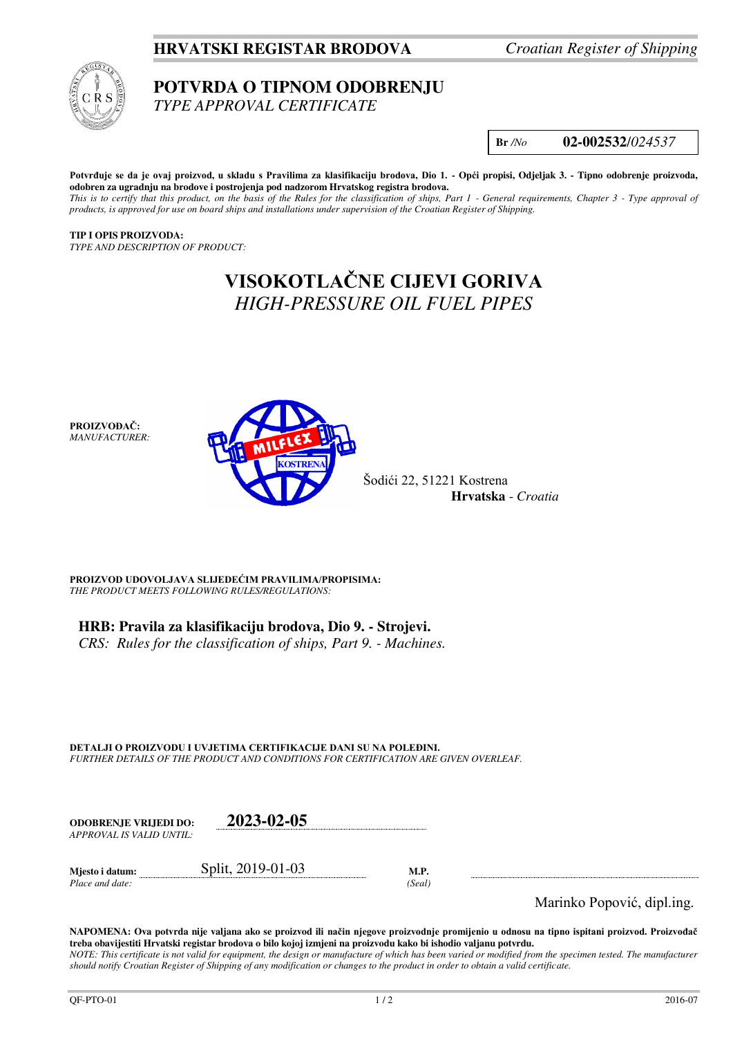**HRVATSKI REGISTAR BRODOVA** *Croatian Register of Shipping*

# POTVRDA O TIPNOM ODOBRENJU
*TYPE APPROVAL CERTIFICATE*

**Br** */No* **02-002532/***024537*

**Potvrđuje se da je ovaj proizvod, u skladu s Pravilima za klasifikaciju brodova, Dio 1. - Opći propisi, Odjeljak 3. - Tipno odobrenje proizvoda, odobren za ugradnju na brodove i postrojenja pod nadzorom Hrvatskog registra brodova.**
*This is to certify that this product, on the basis of the Rules for the classification of ships, Part 1 - General requirements, Chapter 3 - Type approval of products, is approved for use on board ships and installations under supervision of the Croatian Register of Shipping.*

**TIP I OPIS PROIZVODA:**
*TYPE AND DESCRIPTION OF PRODUCT:*

## VISOKOTLAČNE CIJEVI GORIVA
## *HIGH-PRESSURE OIL FUEL PIPES*

**PROIZVOĐAČ:**
*MANUFACTURER:*

MILFLEX KOSTRENA
Šodići 22, 51221 Kostrena
**Hrvatska** - *Croatia*

**PROIZVOD UDOVOLJAVA SLIJEDEĆIM PRAVILIMA/PROPISIMA:**
*THE PRODUCT MEETS FOLLOWING RULES/REGULATIONS:*

**HRB: Pravila za klasifikaciju brodova, Dio 9. - Strojevi.**
*CRS: Rules for the classification of ships, Part 9. - Machines.*

**DETALJI O PROIZVODU I UVJETIMA CERTIFIKACIJE DANI SU NA POLEĐINI.**
*FURTHER DETAILS OF THE PRODUCT AND CONDITIONS FOR CERTIFICATION ARE GIVEN OVERLEAF.*

**ODOBRENJE VRIJEDI DO:** **2023-02-05**
*APPROVAL IS VALID UNTIL:*

**Mjesto i datum:** Split, 2019-01-03 **M.P.**
*Place and date:* *(Seal)*

Marinko Popović, dipl.ing.

**NAPOMENA: Ova potvrda nije valjana ako se proizvod ili način njegove proizvodnje promijenio u odnosu na tipno ispitani proizvod. Proizvođač treba obavijestiti Hrvatski registar brodova o bilo kojoj izmjeni na proizvodu kako bi ishodio valjanu potvrdu.**
*NOTE: This certificate is not valid for equipment, the design or manufacture of which has been varied or modified from the specimen tested. The manufacturer should notify Croatian Register of Shipping of any modification or changes to the product in order to obtain a valid certificate.*

QF-PTO-01 2016-07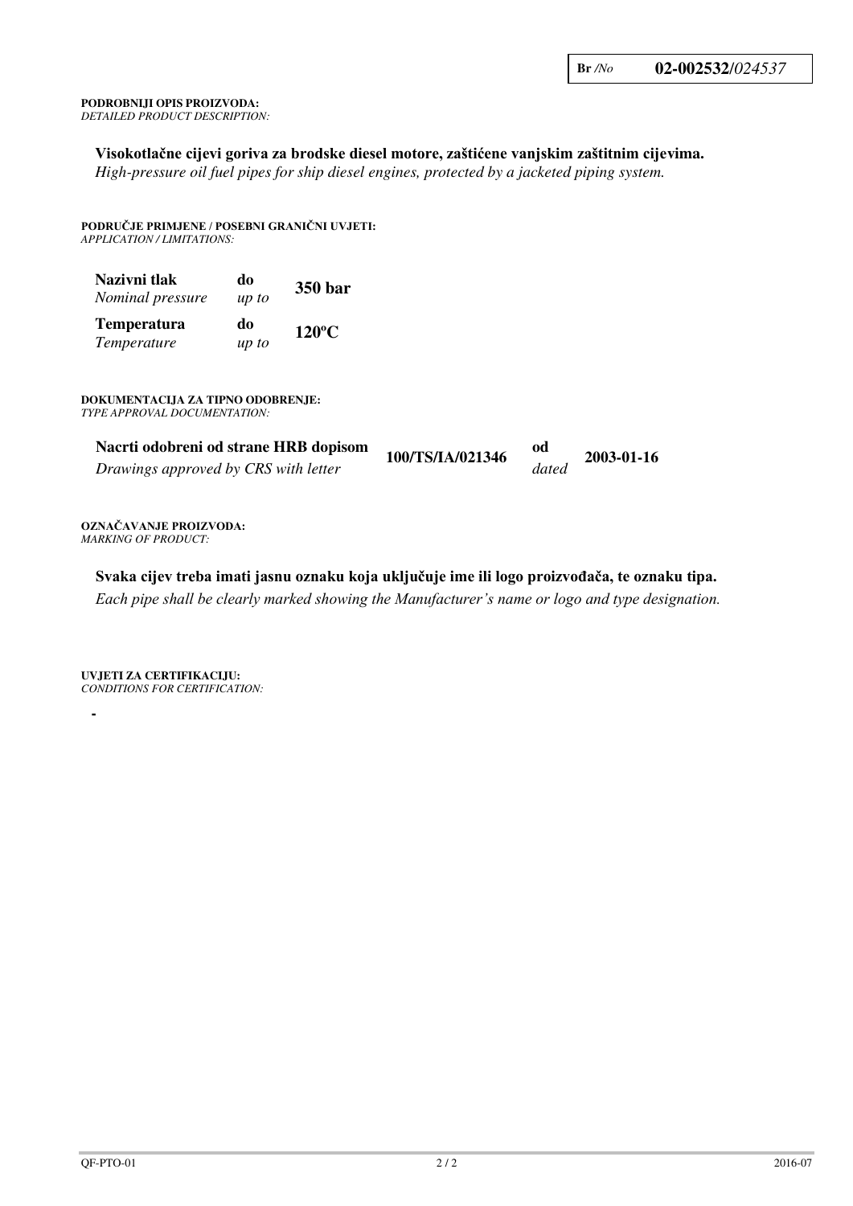| **Br** */No* | **02-002532/***024537* |
|---|---|

**PODROBNIJI OPIS PROIZVODA:**
*DETAILED PRODUCT DESCRIPTION:*

**Visokotlačne cijevi goriva za brodske diesel motore, zaštićene vanjskim zaštitnim cijevima.**
*High-pressure oil fuel pipes for ship diesel engines, protected by a jacketed piping system.*

**PODRUČJE PRIMJENE / POSEBNI GRANIČNI UVJETI:**
*APPLICATION / LIMITATIONS:*

| | | |
|---|---|---|
| **Nazivni tlak** *Nominal pressure* | **do** *up to* | **350 bar** |
| **Temperatura** *Temperature* | **do** *up to* | **120ºC** |

**DOKUMENTACIJA ZA TIPNO ODOBRENJE:**
*TYPE APPROVAL DOCUMENTATION:*

| | | | |
|---|---|---|---|
| **Nacrti odobreni od strane HRB dopisom** *Drawings approved by CRS with letter* | **100/TS/IA/021346** | **od** *dated* | **2003-01-16** |

**OZNAČAVANJE PROIZVODA:**
*MARKING OF PRODUCT:*

**Svaka cijev treba imati jasnu oznaku koja uključuje ime ili logo proizvođača, te oznaku tipa.**
*Each pipe shall be clearly marked showing the Manufacturer's name or logo and type designation.*

**UVJETI ZA CERTIFIKACIJU:**
*CONDITIONS FOR CERTIFICATION:*

-

QF-PTO-01 2016-07